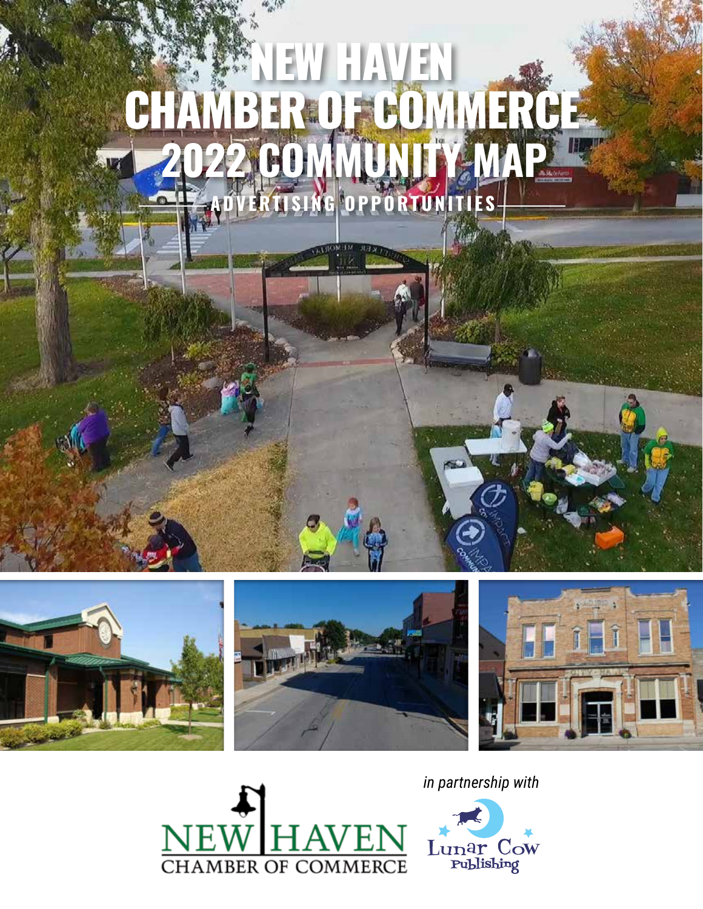# NEW HAVEN CHAMBER OF COMMERCE 2022 COMMUNITY MAP

## ADVERTISING OPPORTUNITIES

NEW HAVEN CHAMBER OF COMMERCE

*in partnership with*

Lunar Cow Publishing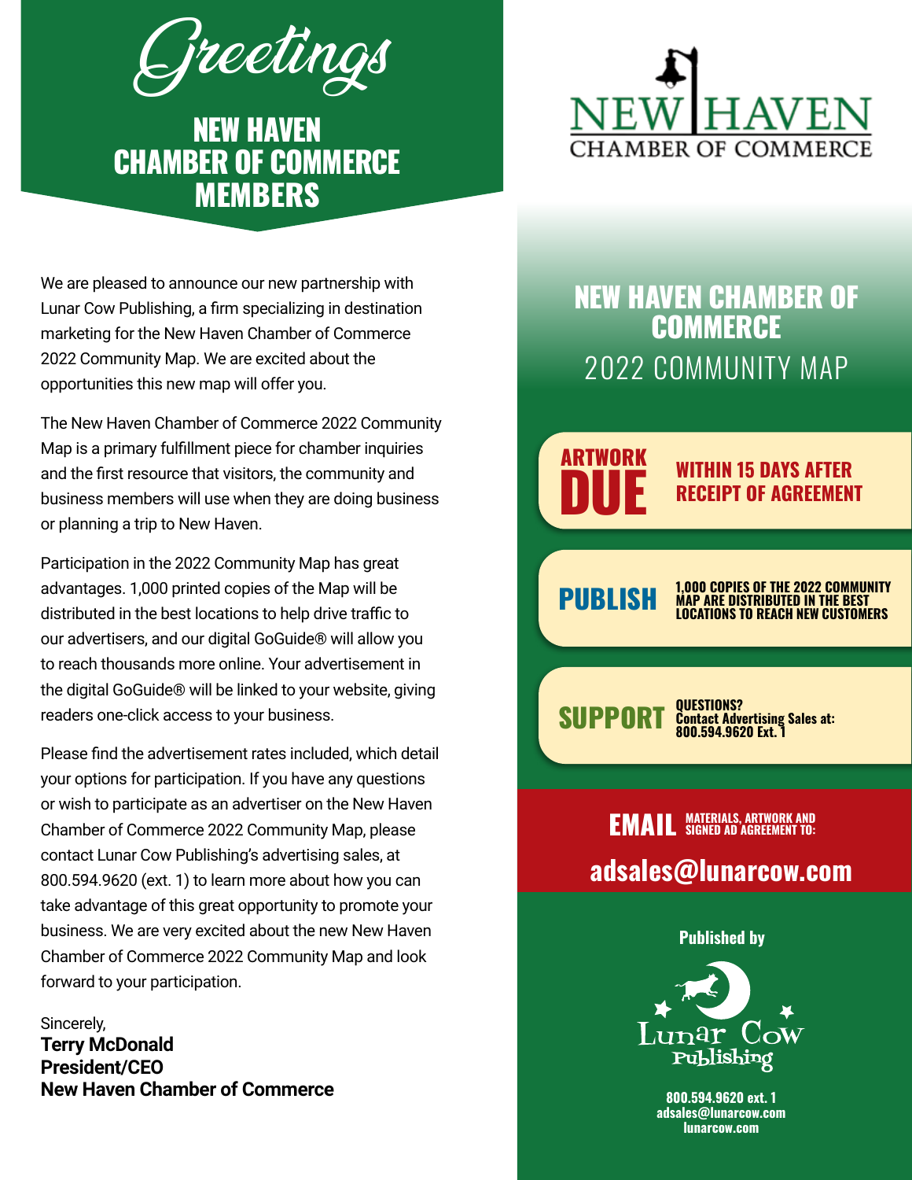# Greetings

## NEW HAVEN CHAMBER OF COMMERCE MEMBERS

We are pleased to announce our new partnership with Lunar Cow Publishing, a firm specializing in destination marketing for the New Haven Chamber of Commerce 2022 Community Map. We are excited about the opportunities this new map will offer you.

The New Haven Chamber of Commerce 2022 Community Map is a primary fulfillment piece for chamber inquiries and the first resource that visitors, the community and business members will use when they are doing business or planning a trip to New Haven.

Participation in the 2022 Community Map has great advantages. 1,000 printed copies of the Map will be distributed in the best locations to help drive traffic to our advertisers, and our digital GoGuide® will allow you to reach thousands more online. Your advertisement in the digital GoGuide® will be linked to your website, giving readers one-click access to your business.

Please find the advertisement rates included, which detail your options for participation. If you have any questions or wish to participate as an advertiser on the New Haven Chamber of Commerce 2022 Community Map, please contact Lunar Cow Publishing's advertising sales, at 800.594.9620 (ext. 1) to learn more about how you can take advantage of this great opportunity to promote your business. We are very excited about the new New Haven Chamber of Commerce 2022 Community Map and look forward to your participation.

Sincerely,
**Terry McDonald**
**President/CEO**
**New Haven Chamber of Commerce**

NEW HAVEN CHAMBER OF COMMERCE

## NEW HAVEN CHAMBER OF COMMERCE
## 2022 COMMUNITY MAP

**ARTWORK DUE** — WITHIN 15 DAYS AFTER RECEIPT OF AGREEMENT

**PUBLISH** — 1,000 COPIES OF THE 2022 COMMUNITY MAP ARE DISTRIBUTED IN THE BEST LOCATIONS TO REACH NEW CUSTOMERS

**SUPPORT** — QUESTIONS? Contact Advertising Sales at: 800.594.9620 Ext. 1

**EMAIL** MATERIALS, ARTWORK AND SIGNED AD AGREEMENT TO:

**adsales@lunarcow.com**

Published by

Lunar Cow Publishing

800.594.9620 ext. 1
adsales@lunarcow.com
lunarcow.com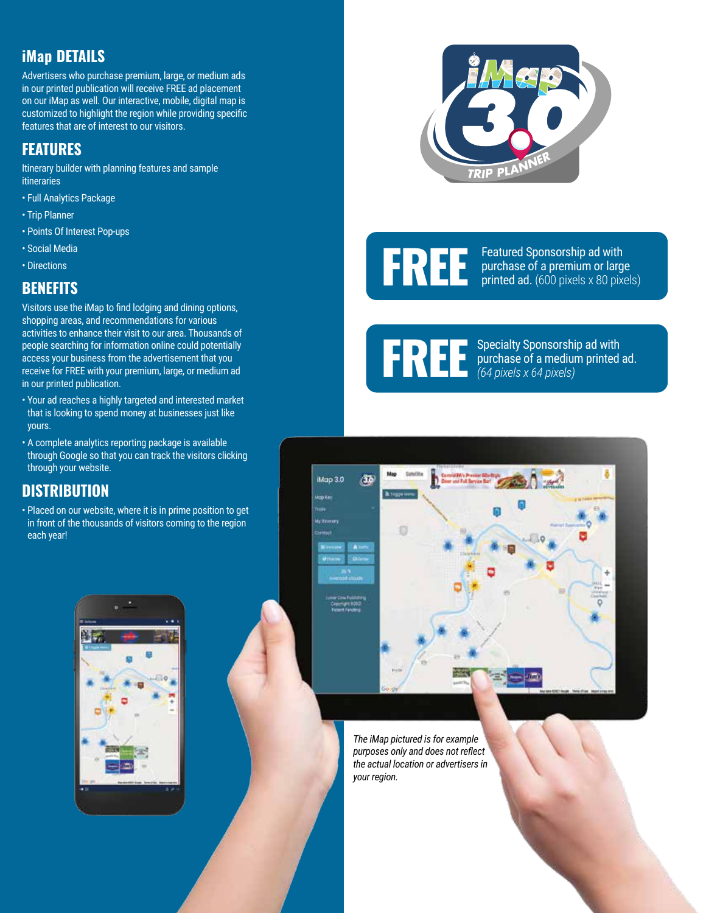## iMap DETAILS

Advertisers who purchase premium, large, or medium ads in our printed publication will receive FREE ad placement on our iMap as well. Our interactive, mobile, digital map is customized to highlight the region while providing specific features that are of interest to our visitors.

## FEATURES

Itinerary builder with planning features and sample itineraries

- Full Analytics Package
- Trip Planner
- Points Of Interest Pop-ups
- Social Media
- Directions

## BENEFITS

Visitors use the iMap to find lodging and dining options, shopping areas, and recommendations for various activities to enhance their visit to our area. Thousands of people searching for information online could potentially access your business from the advertisement that you receive for FREE with your premium, large, or medium ad in our printed publication.

- Your ad reaches a highly targeted and interested market that is looking to spend money at businesses just like yours.
- A complete analytics reporting package is available through Google so that you can track the visitors clicking through your website.

## DISTRIBUTION

- Placed on our website, where it is in prime position to get in front of the thousands of visitors coming to the region each year!

**FREE** Featured Sponsorship ad with purchase of a premium or large printed ad. (600 pixels x 80 pixels)

**FREE** Specialty Sponsorship ad with purchase of a medium printed ad. *(64 pixels x 64 pixels)*

*The iMap pictured is for example purposes only and does not reflect the actual location or advertisers in your region.*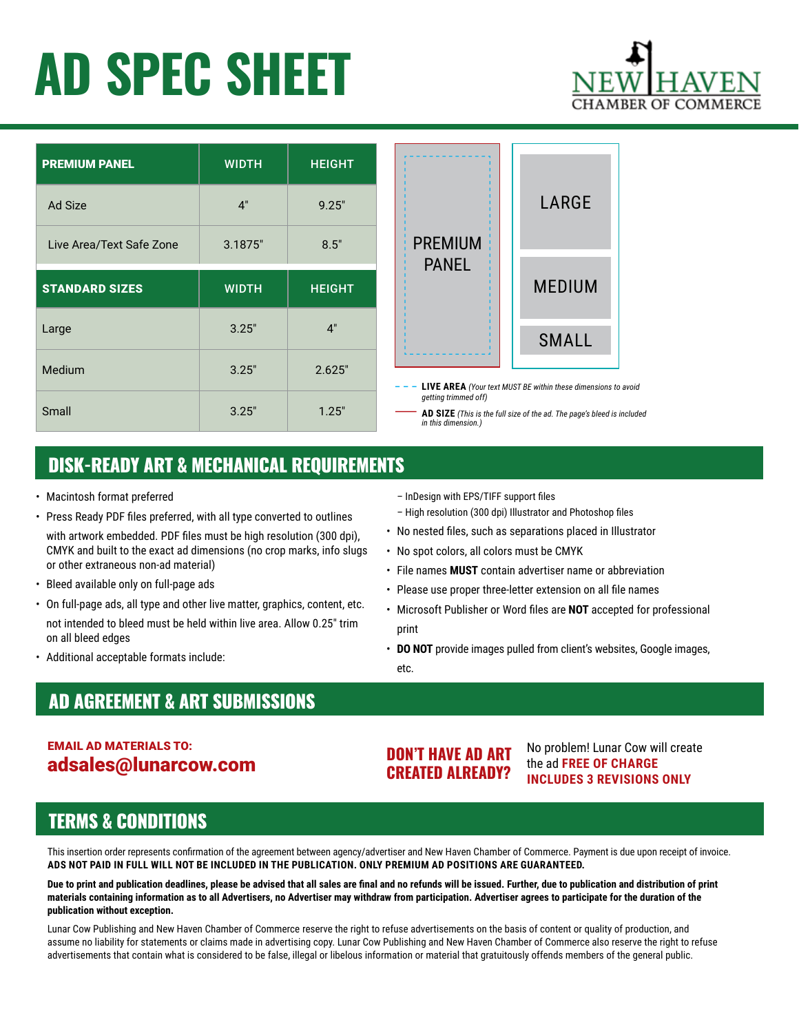# AD SPEC SHEET

NEW HAVEN CHAMBER OF COMMERCE

| PREMIUM PANEL | WIDTH | HEIGHT |
| --- | --- | --- |
| Ad Size | 4" | 9.25" |
| Live Area/Text Safe Zone | 3.1875" | 8.5" |

| STANDARD SIZES | WIDTH | HEIGHT |
| --- | --- | --- |
| Large | 3.25" | 4" |
| Medium | 3.25" | 2.625" |
| Small | 3.25" | 1.25" |

PREMIUM PANEL

LARGE

MEDIUM

SMALL

**LIVE AREA** *(Your text MUST BE within these dimensions to avoid getting trimmed off)*

**AD SIZE** *(This is the full size of the ad. The page's bleed is included in this dimension.)*

## DISK-READY ART & MECHANICAL REQUIREMENTS

- Macintosh format preferred
- Press Ready PDF files preferred, with all type converted to outlines with artwork embedded. PDF files must be high resolution (300 dpi), CMYK and built to the exact ad dimensions (no crop marks, info slugs or other extraneous non-ad material)
- Bleed available only on full-page ads
- On full-page ads, all type and other live matter, graphics, content, etc. not intended to bleed must be held within live area. Allow 0.25" trim on all bleed edges
- Additional acceptable formats include:
  - InDesign with EPS/TIFF support files
  - High resolution (300 dpi) Illustrator and Photoshop files
- No nested files, such as separations placed in Illustrator
- No spot colors, all colors must be CMYK
- File names **MUST** contain advertiser name or abbreviation
- Please use proper three-letter extension on all file names
- Microsoft Publisher or Word files are **NOT** accepted for professional print
- **DO NOT** provide images pulled from client's websites, Google images, etc.

## AD AGREEMENT & ART SUBMISSIONS

**EMAIL AD MATERIALS TO:**
**adsales@lunarcow.com**

**DON'T HAVE AD ART CREATED ALREADY?**

No problem! Lunar Cow will create the ad **FREE OF CHARGE**
**INCLUDES 3 REVISIONS ONLY**

## TERMS & CONDITIONS

This insertion order represents confirmation of the agreement between agency/advertiser and New Haven Chamber of Commerce. Payment is due upon receipt of invoice. **ADS NOT PAID IN FULL WILL NOT BE INCLUDED IN THE PUBLICATION. ONLY PREMIUM AD POSITIONS ARE GUARANTEED.**

**Due to print and publication deadlines, please be advised that all sales are final and no refunds will be issued. Further, due to publication and distribution of print materials containing information as to all Advertisers, no Advertiser may withdraw from participation. Advertiser agrees to participate for the duration of the publication without exception.**

Lunar Cow Publishing and New Haven Chamber of Commerce reserve the right to refuse advertisements on the basis of content or quality of production, and assume no liability for statements or claims made in advertising copy. Lunar Cow Publishing and New Haven Chamber of Commerce also reserve the right to refuse advertisements that contain what is considered to be false, illegal or libelous information or material that gratuitously offends members of the general public.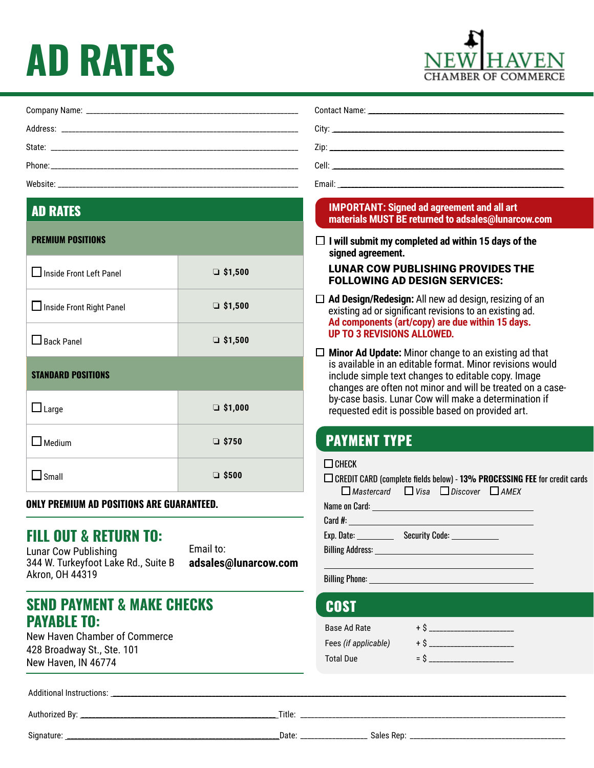# AD RATES

NEW HAVEN CHAMBER OF COMMERCE

Company Name: ______________________________

Address: ______________________________

State: ______________________________

Phone: ______________________________

Website: ______________________________

Contact Name: ______________________________

City: ______________________________

Zip: ______________________________

Cell: ______________________________

Email: ______________________________

## AD RATES

| | |
|---|---|
| **PREMIUM POSITIONS** | |
| ☐ Inside Front Left Panel | ❏ **$1,500** |
| ☐ Inside Front Right Panel | ❏ **$1,500** |
| ☐ Back Panel | ❏ **$1,500** |
| **STANDARD POSITIONS** | |
| ☐ Large | ❏ **$1,000** |
| ☐ Medium | ❏ **$750** |
| ☐ Small | ❏ **$500** |

**ONLY PREMIUM AD POSITIONS ARE GUARANTEED.**

## FILL OUT & RETURN TO:

Lunar Cow Publishing
344 W. Turkeyfoot Lake Rd., Suite B
Akron, OH 44319

Email to:
**adsales@lunarcow.com**

## SEND PAYMENT & MAKE CHECKS PAYABLE TO:

New Haven Chamber of Commerce
428 Broadway St., Ste. 101
New Haven, IN 46774

**IMPORTANT: Signed ad agreement and all art materials MUST BE returned to adsales@lunarcow.com**

☐ **I will submit my completed ad within 15 days of the signed agreement.**

**LUNAR COW PUBLISHING PROVIDES THE FOLLOWING AD DESIGN SERVICES:**

☐ **Ad Design/Redesign:** All new ad design, resizing of an existing ad or significant revisions to an existing ad. **Ad components (art/copy) are due within 15 days. UP TO 3 REVISIONS ALLOWED.**

☐ **Minor Ad Update:** Minor change to an existing ad that is available in an editable format. Minor revisions would include simple text changes to editable copy. Image changes are often not minor and will be treated on a case-by-case basis. Lunar Cow will make a determination if requested edit is possible based on provided art.

## PAYMENT TYPE

☐ CHECK

☐ CREDIT CARD (complete fields below) - **13% PROCESSING FEE** for credit cards

☐ *Mastercard* ☐ *Visa* ☐ *Discover* ☐ *AMEX*

Name on Card: ______________________________

Card #: ______________________________

Exp. Date: __________ Security Code: __________

Billing Address: ______________________________

______________________________

Billing Phone: ______________________________

## COST

Base Ad Rate + $ ______________

Fees *(if applicable)* + $ ______________

Total Due = $ ______________

Additional Instructions: ______________________________

Authorized By: ______________________________ Title: ______________________________

Signature: ______________________________ Date: ______________ Sales Rep: ______________________________